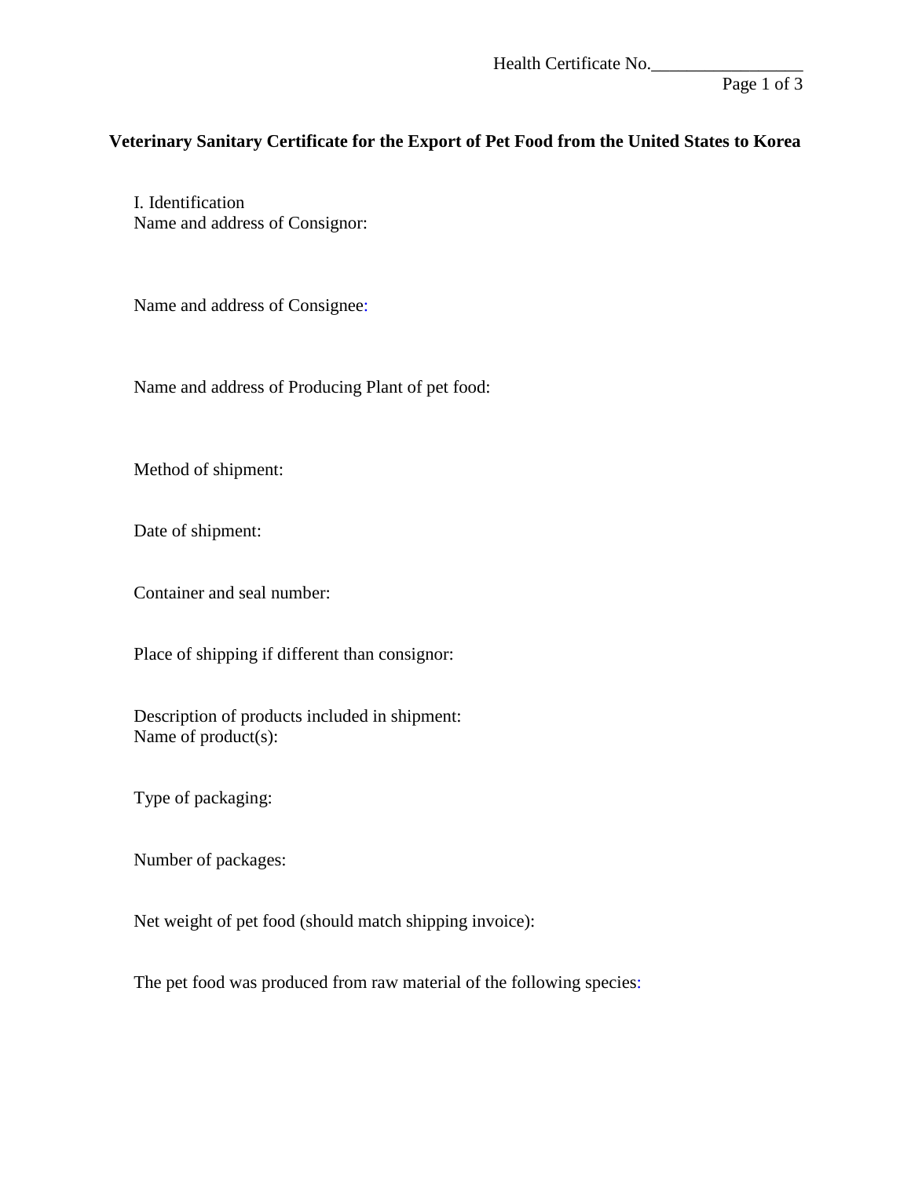Health Certificate No.________________

# Veterinary Sanitary Certificate for the Export of Pet Food from the United States to Korea

I. Identification

Name and address of Consignor:

Name and address of Consignee:

Name and address of Producing Plant of pet food:

Method of shipment:

Date of shipment:

Container and seal number:

Place of shipping if different than consignor:

Description of products included in shipment:
Name of product(s):

Type of packaging:

Number of packages:

Net weight of pet food (should match shipping invoice):

The pet food was produced from raw material of the following species: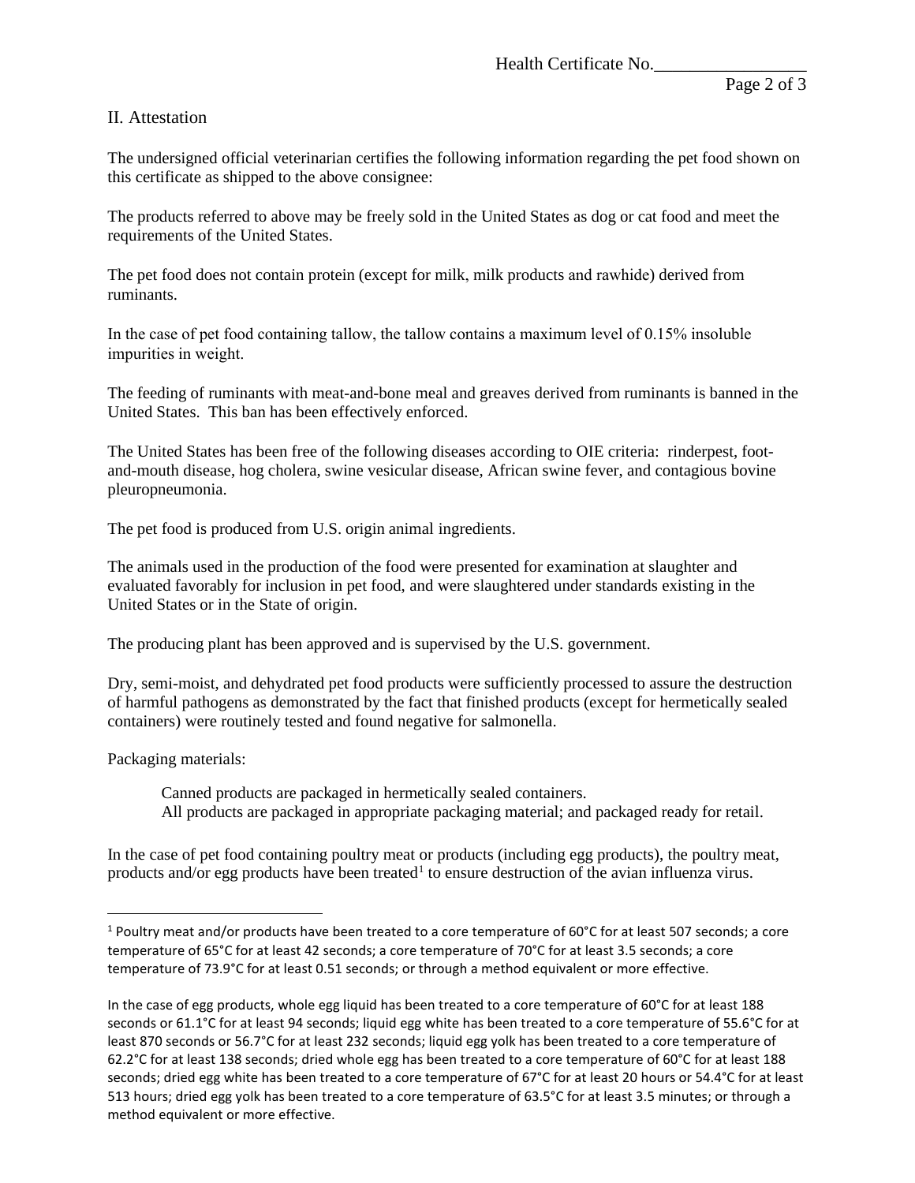Health Certificate No.________________

## II. Attestation

The undersigned official veterinarian certifies the following information regarding the pet food shown on this certificate as shipped to the above consignee:

The products referred to above may be freely sold in the United States as dog or cat food and meet the requirements of the United States.

The pet food does not contain protein (except for milk, milk products and rawhide) derived from ruminants.

In the case of pet food containing tallow, the tallow contains a maximum level of 0.15% insoluble impurities in weight.

The feeding of ruminants with meat-and-bone meal and greaves derived from ruminants is banned in the United States. This ban has been effectively enforced.

The United States has been free of the following diseases according to OIE criteria: rinderpest, foot-and-mouth disease, hog cholera, swine vesicular disease, African swine fever, and contagious bovine pleuropneumonia.

The pet food is produced from U.S. origin animal ingredients.

The animals used in the production of the food were presented for examination at slaughter and evaluated favorably for inclusion in pet food, and were slaughtered under standards existing in the United States or in the State of origin.

The producing plant has been approved and is supervised by the U.S. government.

Dry, semi-moist, and dehydrated pet food products were sufficiently processed to assure the destruction of harmful pathogens as demonstrated by the fact that finished products (except for hermetically sealed containers) were routinely tested and found negative for salmonella.

Packaging materials:

> Canned products are packaged in hermetically sealed containers.
> All products are packaged in appropriate packaging material; and packaged ready for retail.

In the case of pet food containing poultry meat or products (including egg products), the poultry meat, products and/or egg products have been treated[1] to ensure destruction of the avian influenza virus.

---

[1] Poultry meat and/or products have been treated to a core temperature of 60°C for at least 507 seconds; a core temperature of 65°C for at least 42 seconds; a core temperature of 70°C for at least 3.5 seconds; a core temperature of 73.9°C for at least 0.51 seconds; or through a method equivalent or more effective.

In the case of egg products, whole egg liquid has been treated to a core temperature of 60°C for at least 188 seconds or 61.1°C for at least 94 seconds; liquid egg white has been treated to a core temperature of 55.6°C for at least 870 seconds or 56.7°C for at least 232 seconds; liquid egg yolk has been treated to a core temperature of 62.2°C for at least 138 seconds; dried whole egg has been treated to a core temperature of 60°C for at least 188 seconds; dried egg white has been treated to a core temperature of 67°C for at least 20 hours or 54.4°C for at least 513 hours; dried egg yolk has been treated to a core temperature of 63.5°C for at least 3.5 minutes; or through a method equivalent or more effective.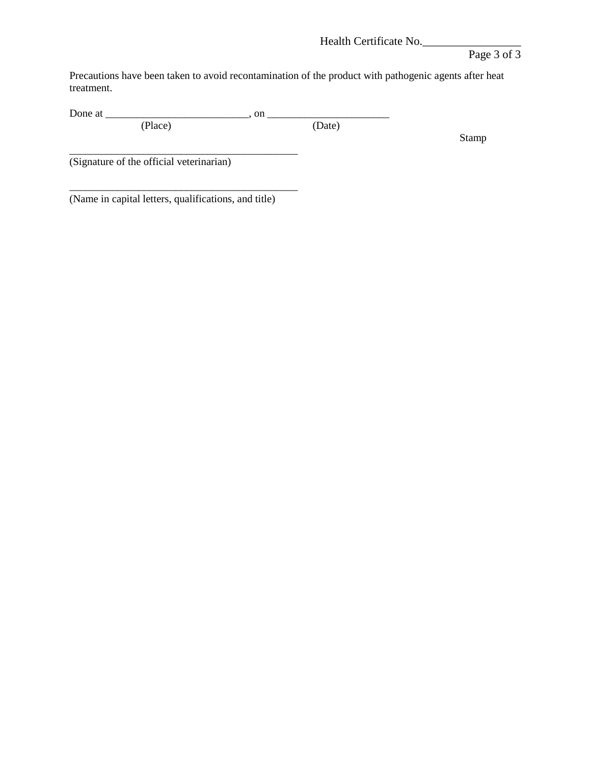Health Certificate No.\_\_\_\_\_\_\_\_\_\_\_\_\_\_\_\_\_

Precautions have been taken to avoid recontamination of the product with pathogenic agents after heat treatment.

Done at \_\_\_\_\_\_\_\_\_\_\_\_\_\_\_\_\_\_\_\_\_\_\_\_\_\_\_, on \_\_\_\_\_\_\_\_\_\_\_\_\_\_\_\_\_\_\_\_\_\_\_\_
(Place) (Date)

Stamp

\_\_\_\_\_\_\_\_\_\_\_\_\_\_\_\_\_\_\_\_\_\_\_\_\_\_\_\_\_\_\_\_\_\_\_\_\_\_\_\_\_\_\_\_\_
(Signature of the official veterinarian)

\_\_\_\_\_\_\_\_\_\_\_\_\_\_\_\_\_\_\_\_\_\_\_\_\_\_\_\_\_\_\_\_\_\_\_\_\_\_\_\_\_\_\_\_\_
(Name in capital letters, qualifications, and title)